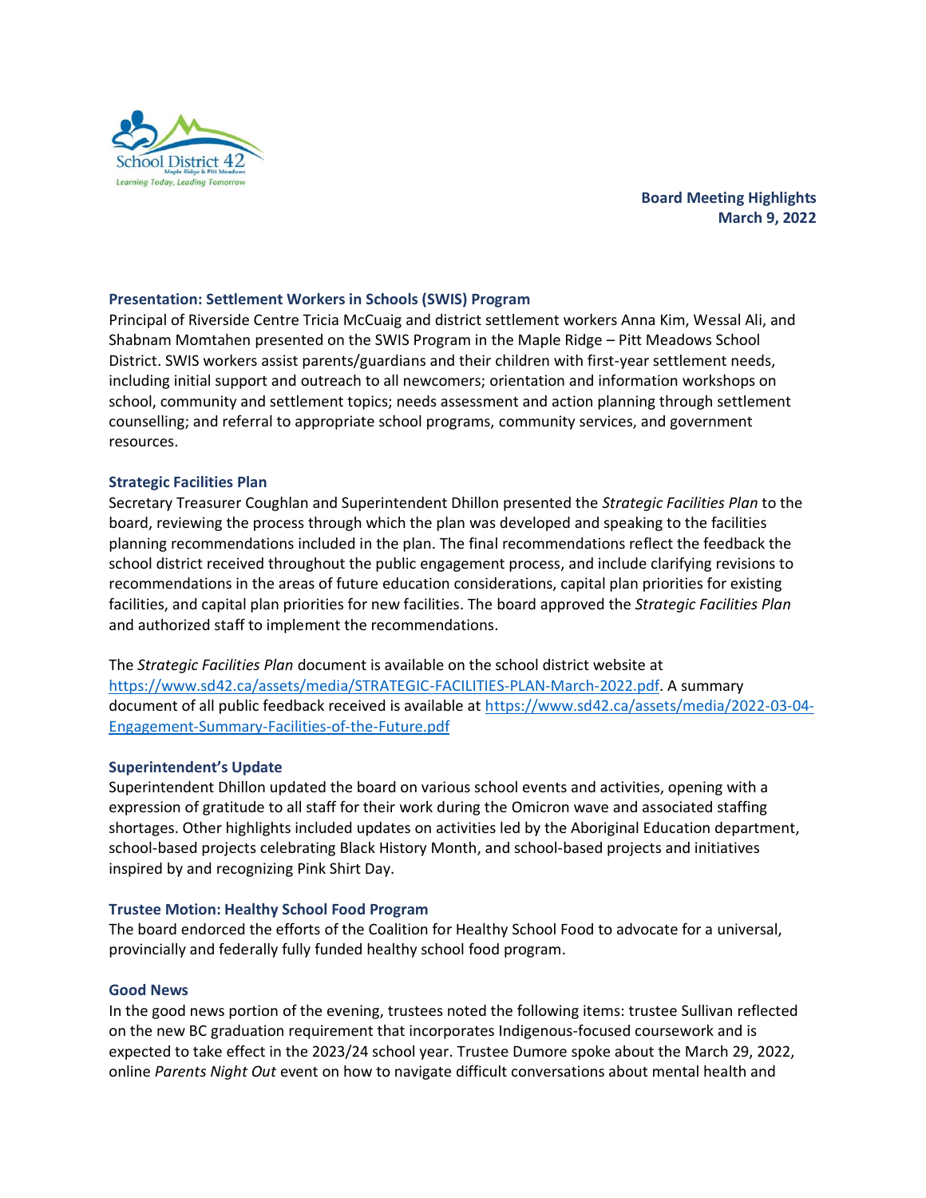**Board Meeting Highlights**
**March 9, 2022**

### Presentation: Settlement Workers in Schools (SWIS) Program

Principal of Riverside Centre Tricia McCuaig and district settlement workers Anna Kim, Wessal Ali, and Shabnam Momtahen presented on the SWIS Program in the Maple Ridge – Pitt Meadows School District. SWIS workers assist parents/guardians and their children with first-year settlement needs, including initial support and outreach to all newcomers; orientation and information workshops on school, community and settlement topics; needs assessment and action planning through settlement counselling; and referral to appropriate school programs, community services, and government resources.

### Strategic Facilities Plan

Secretary Treasurer Coughlan and Superintendent Dhillon presented the *Strategic Facilities Plan* to the board, reviewing the process through which the plan was developed and speaking to the facilities planning recommendations included in the plan. The final recommendations reflect the feedback the school district received throughout the public engagement process, and include clarifying revisions to recommendations in the areas of future education considerations, capital plan priorities for existing facilities, and capital plan priorities for new facilities. The board approved the *Strategic Facilities Plan* and authorized staff to implement the recommendations.

The *Strategic Facilities Plan* document is available on the school district website at https://www.sd42.ca/assets/media/STRATEGIC-FACILITIES-PLAN-March-2022.pdf. A summary document of all public feedback received is available at https://www.sd42.ca/assets/media/2022-03-04-Engagement-Summary-Facilities-of-the-Future.pdf

### Superintendent's Update

Superintendent Dhillon updated the board on various school events and activities, opening with a expression of gratitude to all staff for their work during the Omicron wave and associated staffing shortages. Other highlights included updates on activities led by the Aboriginal Education department, school-based projects celebrating Black History Month, and school-based projects and initiatives inspired by and recognizing Pink Shirt Day.

### Trustee Motion: Healthy School Food Program

The board endorced the efforts of the Coalition for Healthy School Food to advocate for a universal, provincially and federally fully funded healthy school food program.

### Good News

In the good news portion of the evening, trustees noted the following items: trustee Sullivan reflected on the new BC graduation requirement that incorporates Indigenous-focused coursework and is expected to take effect in the 2023/24 school year. Trustee Dumore spoke about the March 29, 2022, online *Parents Night Out* event on how to navigate difficult conversations about mental health and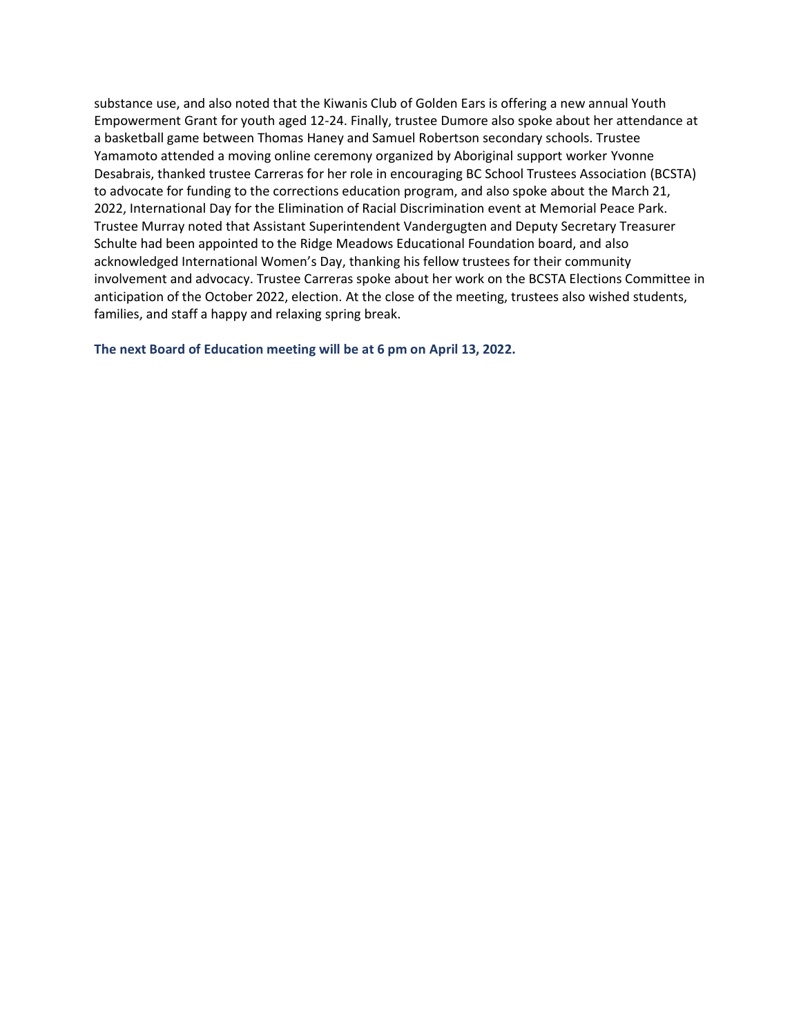substance use, and also noted that the Kiwanis Club of Golden Ears is offering a new annual Youth Empowerment Grant for youth aged 12-24. Finally, trustee Dumore also spoke about her attendance at a basketball game between Thomas Haney and Samuel Robertson secondary schools. Trustee Yamamoto attended a moving online ceremony organized by Aboriginal support worker Yvonne Desabrais, thanked trustee Carreras for her role in encouraging BC School Trustees Association (BCSTA) to advocate for funding to the corrections education program, and also spoke about the March 21, 2022, International Day for the Elimination of Racial Discrimination event at Memorial Peace Park. Trustee Murray noted that Assistant Superintendent Vandergugten and Deputy Secretary Treasurer Schulte had been appointed to the Ridge Meadows Educational Foundation board, and also acknowledged International Women's Day, thanking his fellow trustees for their community involvement and advocacy. Trustee Carreras spoke about her work on the BCSTA Elections Committee in anticipation of the October 2022, election. At the close of the meeting, trustees also wished students, families, and staff a happy and relaxing spring break.

**The next Board of Education meeting will be at 6 pm on April 13, 2022.**